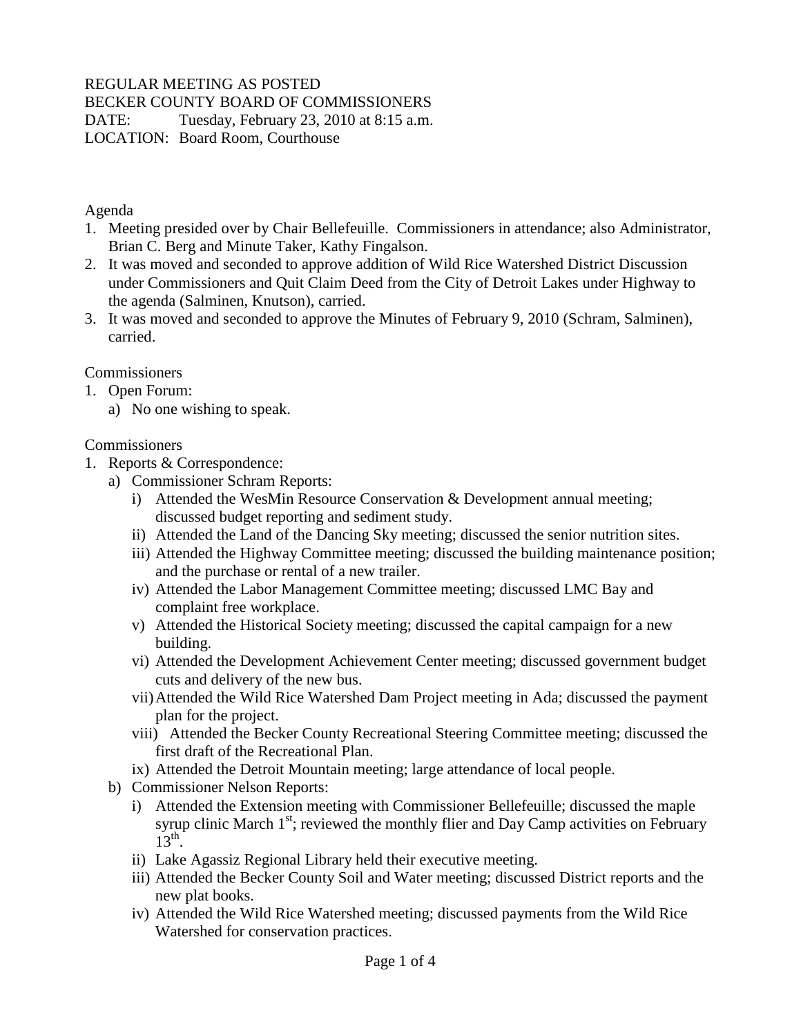REGULAR MEETING AS POSTED
BECKER COUNTY BOARD OF COMMISSIONERS
DATE: Tuesday, February 23, 2010 at 8:15 a.m.
LOCATION: Board Room, Courthouse

Agenda

1. Meeting presided over by Chair Bellefeuille. Commissioners in attendance; also Administrator, Brian C. Berg and Minute Taker, Kathy Fingalson.
2. It was moved and seconded to approve addition of Wild Rice Watershed District Discussion under Commissioners and Quit Claim Deed from the City of Detroit Lakes under Highway to the agenda (Salminen, Knutson), carried.
3. It was moved and seconded to approve the Minutes of February 9, 2010 (Schram, Salminen), carried.

Commissioners

1. Open Forum:
   a) No one wishing to speak.

Commissioners

1. Reports & Correspondence:
   a) Commissioner Schram Reports:
      i) Attended the WesMin Resource Conservation & Development annual meeting; discussed budget reporting and sediment study.
      ii) Attended the Land of the Dancing Sky meeting; discussed the senior nutrition sites.
      iii) Attended the Highway Committee meeting; discussed the building maintenance position; and the purchase or rental of a new trailer.
      iv) Attended the Labor Management Committee meeting; discussed LMC Bay and complaint free workplace.
      v) Attended the Historical Society meeting; discussed the capital campaign for a new building.
      vi) Attended the Development Achievement Center meeting; discussed government budget cuts and delivery of the new bus.
      vii) Attended the Wild Rice Watershed Dam Project meeting in Ada; discussed the payment plan for the project.
      viii) Attended the Becker County Recreational Steering Committee meeting; discussed the first draft of the Recreational Plan.
      ix) Attended the Detroit Mountain meeting; large attendance of local people.
   b) Commissioner Nelson Reports:
      i) Attended the Extension meeting with Commissioner Bellefeuille; discussed the maple syrup clinic March 1st; reviewed the monthly flier and Day Camp activities on February 13th.
      ii) Lake Agassiz Regional Library held their executive meeting.
      iii) Attended the Becker County Soil and Water meeting; discussed District reports and the new plat books.
      iv) Attended the Wild Rice Watershed meeting; discussed payments from the Wild Rice Watershed for conservation practices.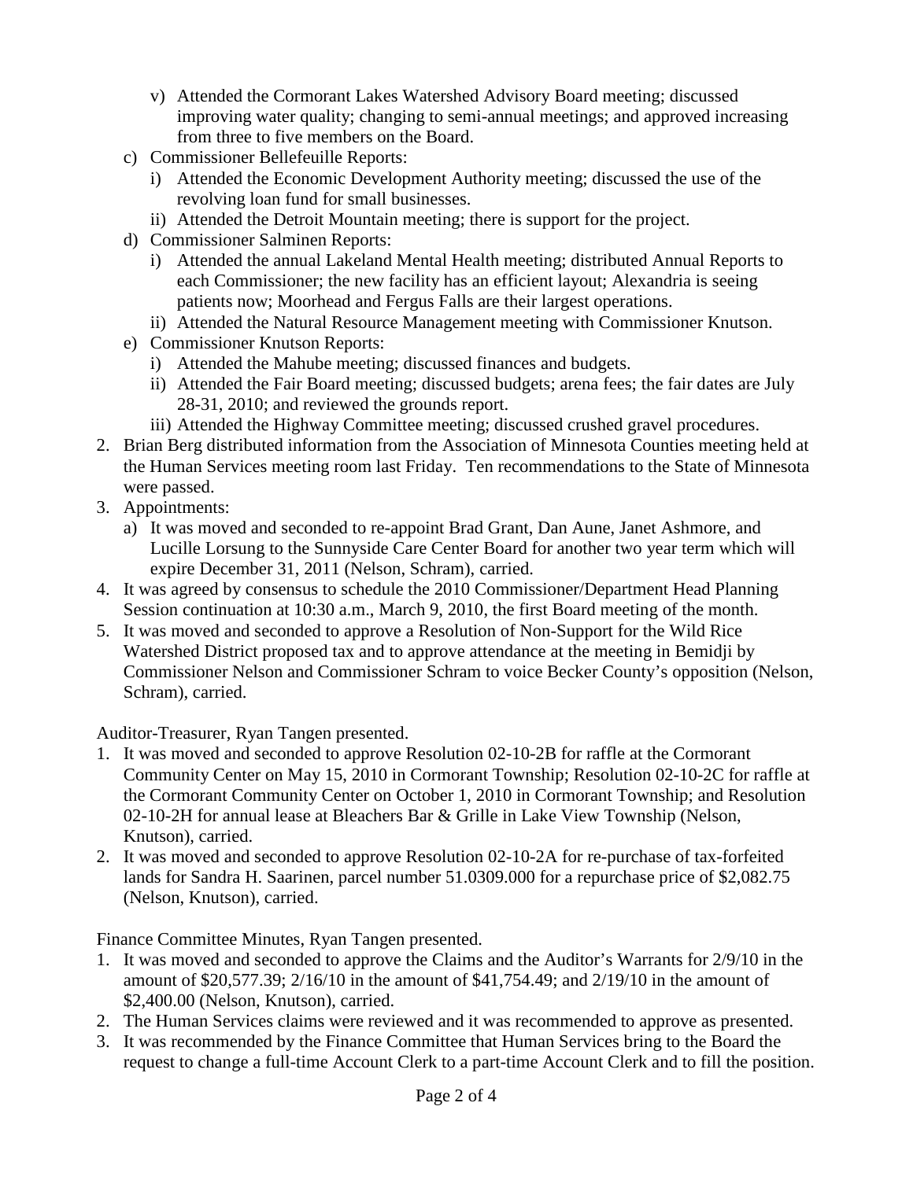- v) Attended the Cormorant Lakes Watershed Advisory Board meeting; discussed improving water quality; changing to semi-annual meetings; and approved increasing from three to five members on the Board.
- c) Commissioner Bellefeuille Reports:
  - i) Attended the Economic Development Authority meeting; discussed the use of the revolving loan fund for small businesses.
  - ii) Attended the Detroit Mountain meeting; there is support for the project.
- d) Commissioner Salminen Reports:
  - i) Attended the annual Lakeland Mental Health meeting; distributed Annual Reports to each Commissioner; the new facility has an efficient layout; Alexandria is seeing patients now; Moorhead and Fergus Falls are their largest operations.
  - ii) Attended the Natural Resource Management meeting with Commissioner Knutson.
- e) Commissioner Knutson Reports:
  - i) Attended the Mahube meeting; discussed finances and budgets.
  - ii) Attended the Fair Board meeting; discussed budgets; arena fees; the fair dates are July 28-31, 2010; and reviewed the grounds report.
  - iii) Attended the Highway Committee meeting; discussed crushed gravel procedures.

2. Brian Berg distributed information from the Association of Minnesota Counties meeting held at the Human Services meeting room last Friday. Ten recommendations to the State of Minnesota were passed.
3. Appointments:
   - a) It was moved and seconded to re-appoint Brad Grant, Dan Aune, Janet Ashmore, and Lucille Lorsung to the Sunnyside Care Center Board for another two year term which will expire December 31, 2011 (Nelson, Schram), carried.
4. It was agreed by consensus to schedule the 2010 Commissioner/Department Head Planning Session continuation at 10:30 a.m., March 9, 2010, the first Board meeting of the month.
5. It was moved and seconded to approve a Resolution of Non-Support for the Wild Rice Watershed District proposed tax and to approve attendance at the meeting in Bemidji by Commissioner Nelson and Commissioner Schram to voice Becker County's opposition (Nelson, Schram), carried.

Auditor-Treasurer, Ryan Tangen presented.

1. It was moved and seconded to approve Resolution 02-10-2B for raffle at the Cormorant Community Center on May 15, 2010 in Cormorant Township; Resolution 02-10-2C for raffle at the Cormorant Community Center on October 1, 2010 in Cormorant Township; and Resolution 02-10-2H for annual lease at Bleachers Bar & Grille in Lake View Township (Nelson, Knutson), carried.
2. It was moved and seconded to approve Resolution 02-10-2A for re-purchase of tax-forfeited lands for Sandra H. Saarinen, parcel number 51.0309.000 for a repurchase price of $2,082.75 (Nelson, Knutson), carried.

Finance Committee Minutes, Ryan Tangen presented.

1. It was moved and seconded to approve the Claims and the Auditor's Warrants for 2/9/10 in the amount of $20,577.39; 2/16/10 in the amount of $41,754.49; and 2/19/10 in the amount of $2,400.00 (Nelson, Knutson), carried.
2. The Human Services claims were reviewed and it was recommended to approve as presented.
3. It was recommended by the Finance Committee that Human Services bring to the Board the request to change a full-time Account Clerk to a part-time Account Clerk and to fill the position.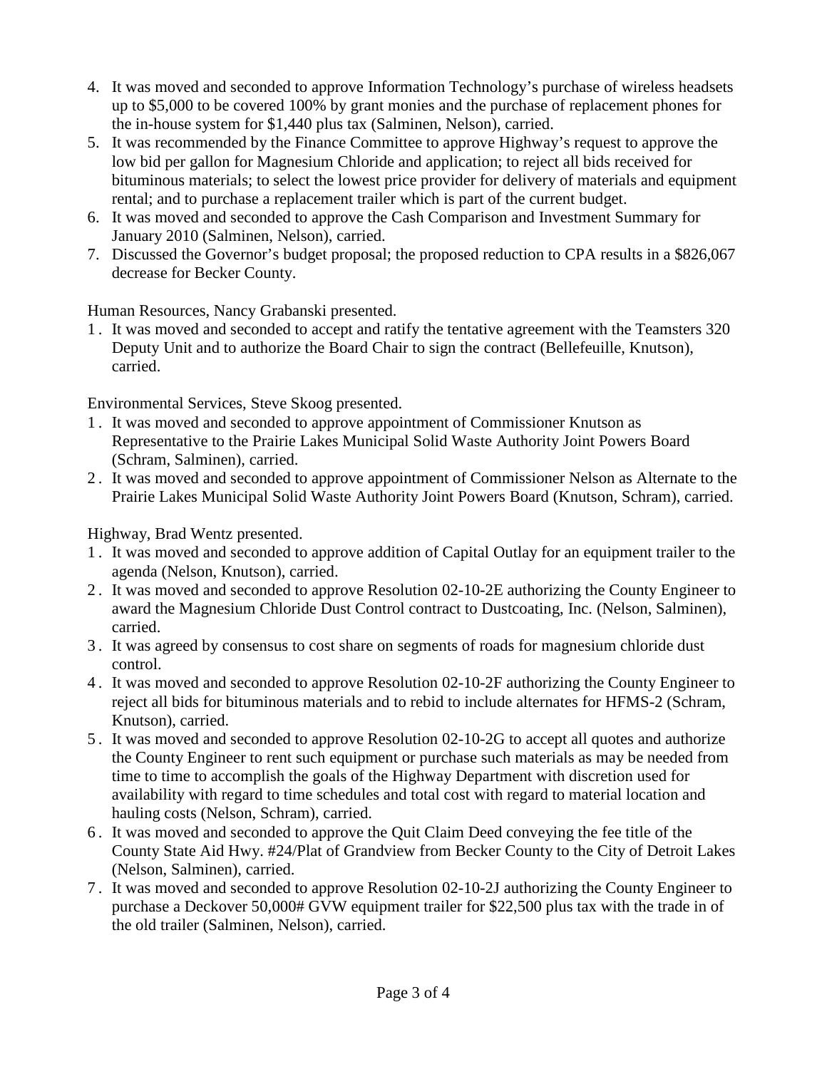4. It was moved and seconded to approve Information Technology's purchase of wireless headsets up to $5,000 to be covered 100% by grant monies and the purchase of replacement phones for the in-house system for $1,440 plus tax (Salminen, Nelson), carried.
5. It was recommended by the Finance Committee to approve Highway's request to approve the low bid per gallon for Magnesium Chloride and application; to reject all bids received for bituminous materials; to select the lowest price provider for delivery of materials and equipment rental; and to purchase a replacement trailer which is part of the current budget.
6. It was moved and seconded to approve the Cash Comparison and Investment Summary for January 2010 (Salminen, Nelson), carried.
7. Discussed the Governor's budget proposal; the proposed reduction to CPA results in a $826,067 decrease for Becker County.

Human Resources, Nancy Grabanski presented.

1. It was moved and seconded to accept and ratify the tentative agreement with the Teamsters 320 Deputy Unit and to authorize the Board Chair to sign the contract (Bellefeuille, Knutson), carried.

Environmental Services, Steve Skoog presented.

1. It was moved and seconded to approve appointment of Commissioner Knutson as Representative to the Prairie Lakes Municipal Solid Waste Authority Joint Powers Board (Schram, Salminen), carried.
2. It was moved and seconded to approve appointment of Commissioner Nelson as Alternate to the Prairie Lakes Municipal Solid Waste Authority Joint Powers Board (Knutson, Schram), carried.

Highway, Brad Wentz presented.

1. It was moved and seconded to approve addition of Capital Outlay for an equipment trailer to the agenda (Nelson, Knutson), carried.
2. It was moved and seconded to approve Resolution 02-10-2E authorizing the County Engineer to award the Magnesium Chloride Dust Control contract to Dustcoating, Inc. (Nelson, Salminen), carried.
3. It was agreed by consensus to cost share on segments of roads for magnesium chloride dust control.
4. It was moved and seconded to approve Resolution 02-10-2F authorizing the County Engineer to reject all bids for bituminous materials and to rebid to include alternates for HFMS-2 (Schram, Knutson), carried.
5. It was moved and seconded to approve Resolution 02-10-2G to accept all quotes and authorize the County Engineer to rent such equipment or purchase such materials as may be needed from time to time to accomplish the goals of the Highway Department with discretion used for availability with regard to time schedules and total cost with regard to material location and hauling costs (Nelson, Schram), carried.
6. It was moved and seconded to approve the Quit Claim Deed conveying the fee title of the County State Aid Hwy. #24/Plat of Grandview from Becker County to the City of Detroit Lakes (Nelson, Salminen), carried.
7. It was moved and seconded to approve Resolution 02-10-2J authorizing the County Engineer to purchase a Deckover 50,000# GVW equipment trailer for $22,500 plus tax with the trade in of the old trailer (Salminen, Nelson), carried.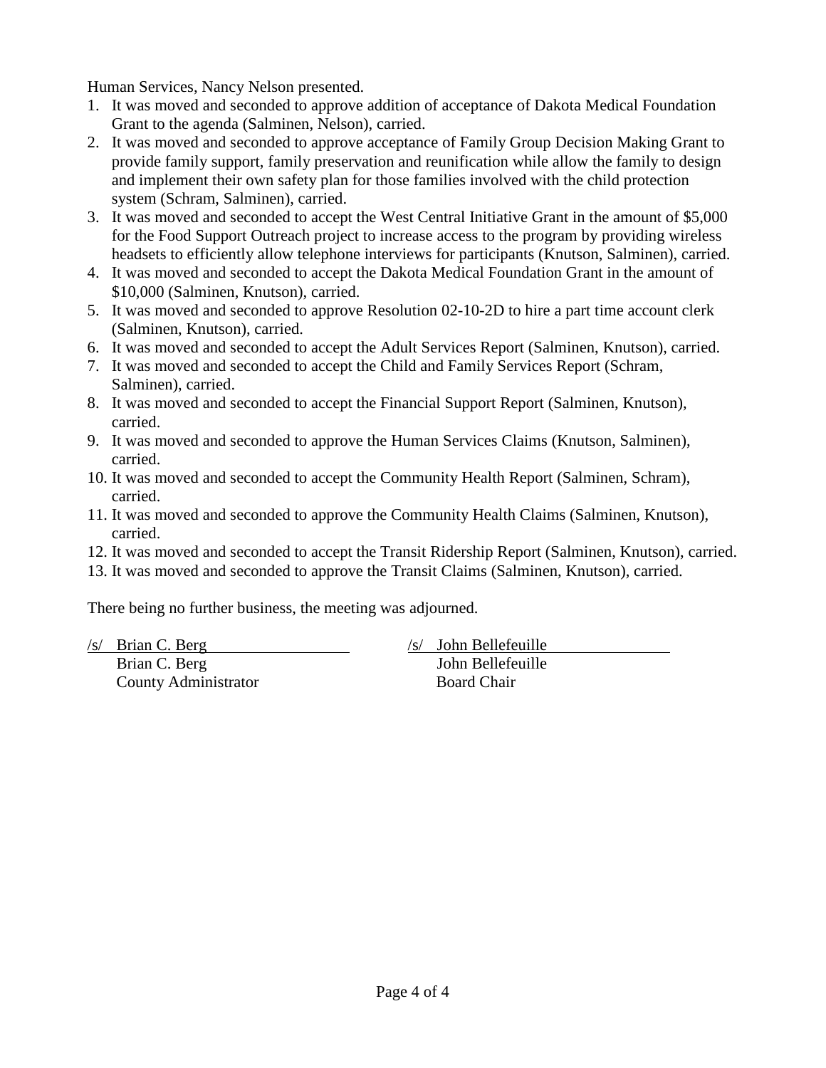Human Services, Nancy Nelson presented.

1. It was moved and seconded to approve addition of acceptance of Dakota Medical Foundation Grant to the agenda (Salminen, Nelson), carried.
2. It was moved and seconded to approve acceptance of Family Group Decision Making Grant to provide family support, family preservation and reunification while allow the family to design and implement their own safety plan for those families involved with the child protection system (Schram, Salminen), carried.
3. It was moved and seconded to accept the West Central Initiative Grant in the amount of $5,000 for the Food Support Outreach project to increase access to the program by providing wireless headsets to efficiently allow telephone interviews for participants (Knutson, Salminen), carried.
4. It was moved and seconded to accept the Dakota Medical Foundation Grant in the amount of $10,000 (Salminen, Knutson), carried.
5. It was moved and seconded to approve Resolution 02-10-2D to hire a part time account clerk (Salminen, Knutson), carried.
6. It was moved and seconded to accept the Adult Services Report (Salminen, Knutson), carried.
7. It was moved and seconded to accept the Child and Family Services Report (Schram, Salminen), carried.
8. It was moved and seconded to accept the Financial Support Report (Salminen, Knutson), carried.
9. It was moved and seconded to approve the Human Services Claims (Knutson, Salminen), carried.
10. It was moved and seconded to accept the Community Health Report (Salminen, Schram), carried.
11. It was moved and seconded to approve the Community Health Claims (Salminen, Knutson), carried.
12. It was moved and seconded to accept the Transit Ridership Report (Salminen, Knutson), carried.
13. It was moved and seconded to approve the Transit Claims (Salminen, Knutson), carried.

There being no further business, the meeting was adjourned.

/s/ Brian C. Berg
Brian C. Berg
County Administrator

/s/ John Bellefeuille
John Bellefeuille
Board Chair